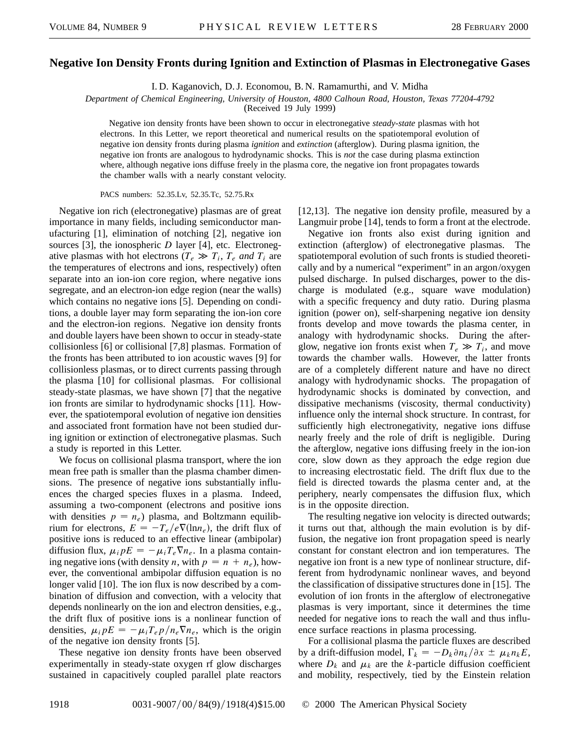# Negative Ion Density Fronts during Ignition and Extinction of Plasmas in Electronegative Gases

I. D. Kaganovich, D. J. Economou, B. N. Ramamurthi, and V. Midha

*Department of Chemical Engineering, University of Houston, 4800 Calhoun Road, Houston, Texas 77204-4792*

(Received 19 July 1999)

Negative ion density fronts have been shown to occur in electronegative *steady-state* plasmas with hot electrons. In this Letter, we report theoretical and numerical results on the spatiotemporal evolution of negative ion density fronts during plasma *ignition* and *extinction* (afterglow). During plasma ignition, the negative ion fronts are analogous to hydrodynamic shocks. This is *not* the case during plasma extinction where, although negative ions diffuse freely in the plasma core, the negative ion front propagates towards the chamber walls with a nearly constant velocity.

PACS numbers: 52.35.Lv, 52.35.Tc, 52.75.Rx

Negative ion rich (electronegative) plasmas are of great importance in many fields, including semiconductor manufacturing [1], elimination of notching [2], negative ion sources [3], the ionospheric *D* layer [4], etc. Electronegative plasmas with hot electrons ($T_e \gg T_i$, *$T_e$ and $T_i$* are the temperatures of electrons and ions, respectively) often separate into an ion-ion core region, where negative ions segregate, and an electron-ion edge region (near the walls) which contains no negative ions [5]. Depending on conditions, a double layer may form separating the ion-ion core and the electron-ion regions. Negative ion density fronts and double layers have been shown to occur in steady-state collisionless [6] or collisional [7,8] plasmas. Formation of the fronts has been attributed to ion acoustic waves [9] for collisionless plasmas, or to direct currents passing through the plasma [10] for collisional plasmas. For collisional steady-state plasmas, we have shown [7] that the negative ion fronts are similar to hydrodynamic shocks [11]. However, the spatiotemporal evolution of negative ion densities and associated front formation have not been studied during ignition or extinction of electronegative plasmas. Such a study is reported in this Letter.

We focus on collisional plasma transport, where the ion mean free path is smaller than the plasma chamber dimensions. The presence of negative ions substantially influences the charged species fluxes in a plasma. Indeed, assuming a two-component (electrons and positive ions with densities $p = n_e$) plasma, and Boltzmann equilibrium for electrons, $E = -T_e/e\nabla(\ln n_e)$, the drift flux of positive ions is reduced to an effective linear (ambipolar) diffusion flux, $\mu_i pE = -\mu_i T_e \nabla n_e$. In a plasma containing negative ions (with density $n$, with $p = n + n_e$), however, the conventional ambipolar diffusion equation is no longer valid [10]. The ion flux is now described by a combination of diffusion and convection, with a velocity that depends nonlinearly on the ion and electron densities, e.g., the drift flux of positive ions is a nonlinear function of densities, $\mu_i pE = -\mu_i T_e p/n_e \nabla n_e$, which is the origin of the negative ion density fronts [5].

These negative ion density fronts have been observed experimentally in steady-state oxygen rf glow discharges sustained in capacitively coupled parallel plate reactors [12,13]. The negative ion density profile, measured by a Langmuir probe [14], tends to form a front at the electrode.

Negative ion fronts also exist during ignition and extinction (afterglow) of electronegative plasmas. The spatiotemporal evolution of such fronts is studied theoretically and by a numerical "experiment" in an argon/oxygen pulsed discharge. In pulsed discharges, power to the discharge is modulated (e.g., square wave modulation) with a specific frequency and duty ratio. During plasma ignition (power on), self-sharpening negative ion density fronts develop and move towards the plasma center, in analogy with hydrodynamic shocks. During the afterglow, negative ion fronts exist when $T_e \gg T_i$, and move towards the chamber walls. However, the latter fronts are of a completely different nature and have no direct analogy with hydrodynamic shocks. The propagation of hydrodynamic shocks is dominated by convection, and dissipative mechanisms (viscosity, thermal conductivity) influence only the internal shock structure. In contrast, for sufficiently high electronegativity, negative ions diffuse nearly freely and the role of drift is negligible. During the afterglow, negative ions diffusing freely in the ion-ion core, slow down as they approach the edge region due to increasing electrostatic field. The drift flux due to the field is directed towards the plasma center and, at the periphery, nearly compensates the diffusion flux, which is in the opposite direction.

The resulting negative ion velocity is directed outwards; it turns out that, although the main evolution is by diffusion, the negative ion front propagation speed is nearly constant for constant electron and ion temperatures. The negative ion front is a new type of nonlinear structure, different from hydrodynamic nonlinear waves, and beyond the classification of dissipative structures done in [15]. The evolution of ion fronts in the afterglow of electronegative plasmas is very important, since it determines the time needed for negative ions to reach the wall and thus influence surface reactions in plasma processing.

For a collisional plasma the particle fluxes are described by a drift-diffusion model, $\Gamma_k = -D_k \partial n_k/\partial x \pm \mu_k n_k E$, where $D_k$ and $\mu_k$ are the *k*-particle diffusion coefficient and mobility, respectively, tied by the Einstein relation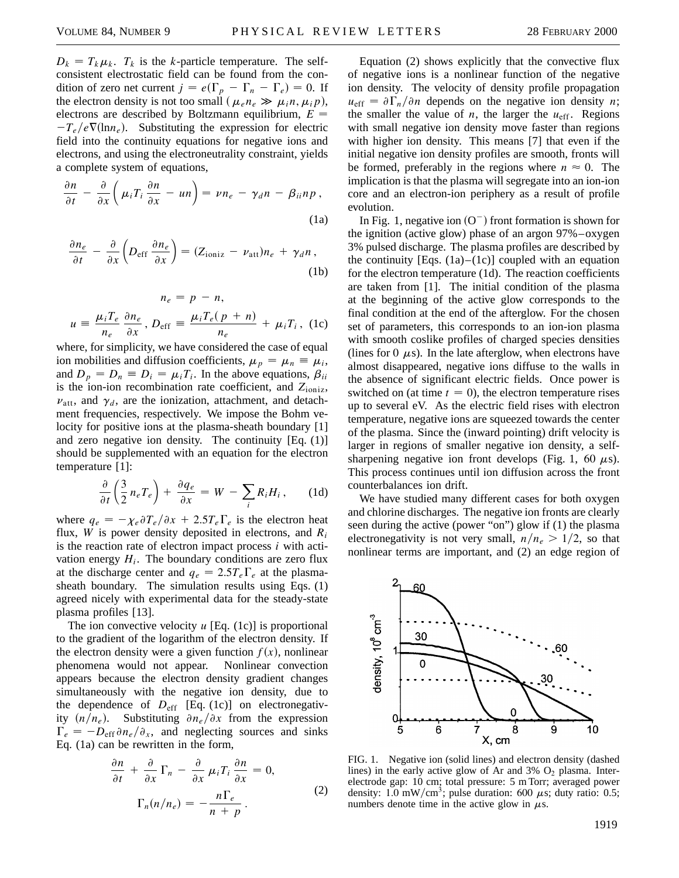$D_k = T_k \mu_k$. $T_k$ is the $k$-particle temperature. The self-consistent electrostatic field can be found from the condition of zero net current $j = e(\Gamma_p - \Gamma_n - \Gamma_e) = 0$. If the electron density is not too small ($\mu_e n_e \gg \mu_i n, \mu_i p$), electrons are described by Boltzmann equilibrium, $E = -T_e/e\nabla(\ln n_e)$. Substituting the expression for electric field into the continuity equations for negative ions and electrons, and using the electroneutrality constraint, yields a complete system of equations,

$$\frac{\partial n}{\partial t} - \frac{\partial}{\partial x}\left(\mu_i T_i \frac{\partial n}{\partial x} - un\right) = \nu n_e - \gamma_d n - \beta_{ii} np\,, \tag{1a}$$

$$\frac{\partial n_e}{\partial t} - \frac{\partial}{\partial x}\left(D_{\mathrm{eff}} \frac{\partial n_e}{\partial x}\right) = (Z_{\mathrm{ioniz}} - \nu_{\mathrm{att}})n_e + \gamma_d n\,, \tag{1b}$$

$$n_e = p - n,$$

$$u \equiv \frac{\mu_i T_e}{n_e}\frac{\partial n_e}{\partial x}\,,\ D_{\mathrm{eff}} \equiv \frac{\mu_i T_e(p+n)}{n_e} + \mu_i T_i\,, \tag{1c}$$

where, for simplicity, we have considered the case of equal ion mobilities and diffusion coefficients, $\mu_p = \mu_n \equiv \mu_i$, and $D_p = D_n \equiv D_i = \mu_i T_i$. In the above equations, $\beta_{ii}$ is the ion-ion recombination rate coefficient, and $Z_{\mathrm{ioniz}}$, $\nu_{\mathrm{att}}$, and $\gamma_d$, are the ionization, attachment, and detachment frequencies, respectively. We impose the Bohm velocity for positive ions at the plasma-sheath boundary [1] and zero negative ion density. The continuity [Eq. (1)] should be supplemented with an equation for the electron temperature [1]:

$$\frac{\partial}{\partial t}\left(\frac{3}{2}n_e T_e\right) + \frac{\partial q_e}{\partial x} = W - \sum_i R_i H_i\,, \tag{1d}$$

where $q_e = -\chi_e \partial T_e/\partial x + 2.5 T_e \Gamma_e$ is the electron heat flux, $W$ is power density deposited in electrons, and $R_i$ is the reaction rate of electron impact process $i$ with activation energy $H_i$. The boundary conditions are zero flux at the discharge center and $q_e = 2.5 T_e \Gamma_e$ at the plasma-sheath boundary. The simulation results using Eqs. (1) agreed nicely with experimental data for the steady-state plasma profiles [13].

The ion convective velocity $u$ [Eq. (1c)] is proportional to the gradient of the logarithm of the electron density. If the electron density were a given function $f(x)$, nonlinear phenomena would not appear. Nonlinear convection appears because the electron density gradient changes simultaneously with the negative ion density, due to the dependence of $D_{\mathrm{eff}}$ [Eq. (1c)] on electronegativity ($n/n_e$). Substituting $\partial n_e/\partial x$ from the expression $\Gamma_e = -D_{\mathrm{eff}}\partial n_e/\partial_x$, and neglecting sources and sinks Eq. (1a) can be rewritten in the form,

$$\frac{\partial n}{\partial t} + \frac{\partial}{\partial x}\Gamma_n - \frac{\partial}{\partial x}\mu_i T_i \frac{\partial n}{\partial x} = 0,$$
$$\Gamma_n(n/n_e) = -\frac{n\Gamma_e}{n+p}\,. \tag{2}$$

Equation (2) shows explicitly that the convective flux of negative ions is a nonlinear function of the negative ion density. The velocity of density profile propagation $u_{\mathrm{eff}} = \partial \Gamma_n/\partial n$ depends on the negative ion density $n$; the smaller the value of $n$, the larger the $u_{\mathrm{eff}}$. Regions with small negative ion density move faster than regions with higher ion density. This means [7] that even if the initial negative ion density profiles are smooth, fronts will be formed, preferably in the regions where $n \approx 0$. The implication is that the plasma will segregate into an ion-ion core and an electron-ion periphery as a result of profile evolution.

In Fig. 1, negative ion ($O^-$) front formation is shown for the ignition (active glow) phase of an argon 97%–oxygen 3% pulsed discharge. The plasma profiles are described by the continuity [Eqs. (1a)–(1c)] coupled with an equation for the electron temperature (1d). The reaction coefficients are taken from [1]. The initial condition of the plasma at the beginning of the active glow corresponds to the final condition at the end of the afterglow. For the chosen set of parameters, this corresponds to an ion-ion plasma with smooth coslike profiles of charged species densities (lines for 0 $\mu$s). In the late afterglow, when electrons have almost disappeared, negative ions diffuse to the walls in the absence of significant electric fields. Once power is switched on (at time $t = 0$), the electron temperature rises up to several eV. As the electric field rises with electron temperature, negative ions are squeezed towards the center of the plasma. Since the (inward pointing) drift velocity is larger in regions of smaller negative ion density, a self-sharpening negative ion front develops (Fig. 1, 60 $\mu$s). This process continues until ion diffusion across the front counterbalances ion drift.

We have studied many different cases for both oxygen and chlorine discharges. The negative ion fronts are clearly seen during the active (power "on") glow if (1) the plasma electronegativity is not very small, $n/n_e > 1/2$, so that nonlinear terms are important, and (2) an edge region of

FIG. 1. Negative ion (solid lines) and electron density (dashed lines) in the early active glow of Ar and 3% $O_2$ plasma. Interelectrode gap: 10 cm; total pressure: 5 mTorr; averaged power density: 1.0 mW/cm$^3$; pulse duration: 600 $\mu$s; duty ratio: 0.5; numbers denote time in the active glow in $\mu$s.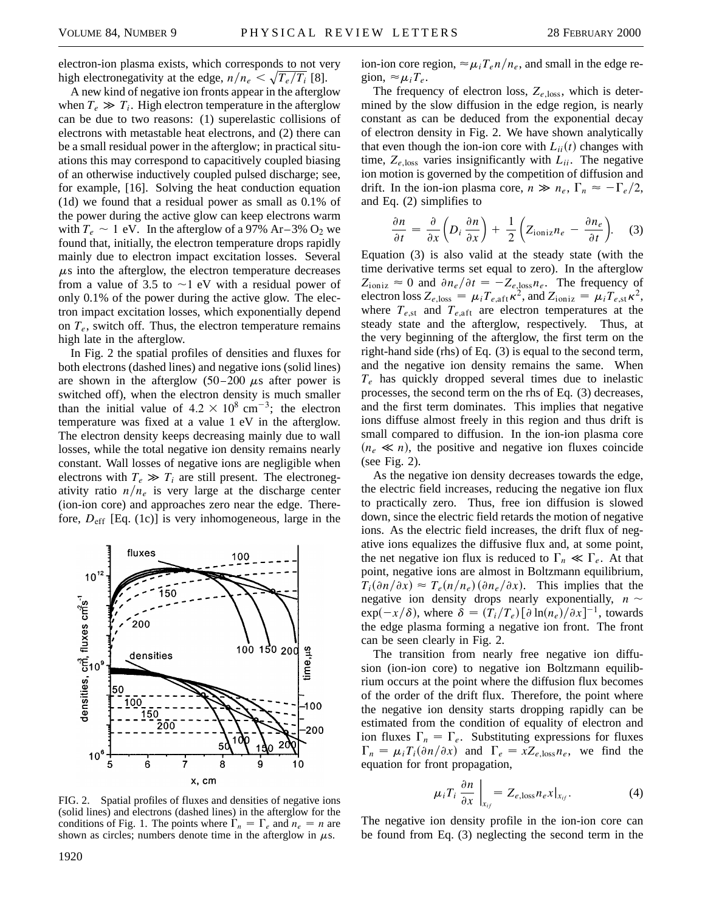electron-ion plasma exists, which corresponds to not very high electronegativity at the edge, $n/n_e < \sqrt{T_e/T_i}$ [8].

A new kind of negative ion fronts appear in the afterglow when $T_e \gg T_i$. High electron temperature in the afterglow can be due to two reasons: (1) superelastic collisions of electrons with metastable heat electrons, and (2) there can be a small residual power in the afterglow; in practical situations this may correspond to capacitively coupled biasing of an otherwise inductively coupled pulsed discharge; see, for example, [16]. Solving the heat conduction equation (1d) we found that a residual power as small as 0.1% of the power during the active glow can keep electrons warm with $T_e \sim 1$ eV. In the afterglow of a 97% Ar–3% $O_2$ we found that, initially, the electron temperature drops rapidly mainly due to electron impact excitation losses. Several $\mu$s into the afterglow, the electron temperature decreases from a value of 3.5 to $\sim$1 eV with a residual power of only 0.1% of the power during the active glow. The electron impact excitation losses, which exponentially depend on $T_e$, switch off. Thus, the electron temperature remains high late in the afterglow.

In Fig. 2 the spatial profiles of densities and fluxes for both electrons (dashed lines) and negative ions (solid lines) are shown in the afterglow (50–200 $\mu$s after power is switched off), when the electron density is much smaller than the initial value of $4.2 \times 10^8$ cm$^{-3}$; the electron temperature was fixed at a value 1 eV in the afterglow. The electron density keeps decreasing mainly due to wall losses, while the total negative ion density remains nearly constant. Wall losses of negative ions are negligible when electrons with $T_e \gg T_i$ are still present. The electronegativity ratio $n/n_e$ is very large at the discharge center (ion-ion core) and approaches zero near the edge. Therefore, $D_{\text{eff}}$ [Eq. (1c)] is very inhomogeneous, large in the ion-ion core region, $\approx \mu_i T_e n/n_e$, and small in the edge region, $\approx \mu_i T_e$.

FIG. 2. Spatial profiles of fluxes and densities of negative ions (solid lines) and electrons (dashed lines) in the afterglow for the conditions of Fig. 1. The points where $\Gamma_n = \Gamma_e$ and $n_e = n$ are shown as circles; numbers denote time in the afterglow in $\mu$s.

The frequency of electron loss, $Z_{e,\text{loss}}$, which is determined by the slow diffusion in the edge region, is nearly constant as can be deduced from the exponential decay of electron density in Fig. 2. We have shown analytically that even though the ion-ion core with $L_{ii}(t)$ changes with time, $Z_{e,\text{loss}}$ varies insignificantly with $L_{ii}$. The negative ion motion is governed by the competition of diffusion and drift. In the ion-ion plasma core, $n \gg n_e$, $\Gamma_n \approx -\Gamma_e/2$, and Eq. (2) simplifies to

$$\frac{\partial n}{\partial t} = \frac{\partial}{\partial x}\left(D_i \frac{\partial n}{\partial x}\right) + \frac{1}{2}\left(Z_{\text{ioniz}} n_e - \frac{\partial n_e}{\partial t}\right). \quad (3)$$

Equation (3) is also valid at the steady state (with the time derivative terms set equal to zero). In the afterglow $Z_{\text{ioniz}} \approx 0$ and $\partial n_e/\partial t = -Z_{e,\text{loss}} n_e$. The frequency of electron loss $Z_{e,\text{loss}} = \mu_i T_{e,\text{aft}} \kappa^2$, and $Z_{\text{ioniz}} = \mu_i T_{e,\text{st}} \kappa^2$, where $T_{e,\text{st}}$ and $T_{e,\text{aft}}$ are electron temperatures at the steady state and the afterglow, respectively. Thus, at the very beginning of the afterglow, the first term on the right-hand side (rhs) of Eq. (3) is equal to the second term, and the negative ion density remains the same. When $T_e$ has quickly dropped several times due to inelastic processes, the second term on the rhs of Eq. (3) decreases, and the first term dominates. This implies that negative ions diffuse almost freely in this region and thus drift is small compared to diffusion. In the ion-ion plasma core $(n_e \ll n)$, the positive and negative ion fluxes coincide (see Fig. 2).

As the negative ion density decreases towards the edge, the electric field increases, reducing the negative ion flux to practically zero. Thus, free ion diffusion is slowed down, since the electric field retards the motion of negative ions. As the electric field increases, the drift flux of negative ions equalizes the diffusive flux and, at some point, the net negative ion flux is reduced to $\Gamma_n \ll \Gamma_e$. At that point, negative ions are almost in Boltzmann equilibrium, $T_i(\partial n/\partial x) \approx T_e(n/n_e)(\partial n_e/\partial x)$. This implies that the negative ion density drops nearly exponentially, $n \sim \exp(-x/\delta)$, where $\delta = (T_i/T_e)[\partial \ln(n_e)/\partial x]^{-1}$, towards the edge plasma forming a negative ion front. The front can be seen clearly in Fig. 2.

The transition from nearly free negative ion diffusion (ion-ion core) to negative ion Boltzmann equilibrium occurs at the point where the diffusion flux becomes of the order of the drift flux. Therefore, the point where the negative ion density starts dropping rapidly can be estimated from the condition of equality of electron and ion fluxes $\Gamma_n = \Gamma_e$. Substituting expressions for fluxes $\Gamma_n = \mu_i T_i(\partial n/\partial x)$ and $\Gamma_e = x Z_{e,\text{loss}} n_e$, we find the equation for front propagation,

$$\mu_i T_i \frac{\partial n}{\partial x}\bigg|_{x_{if}} = Z_{e,\text{loss}} n_e x|_{x_{if}}. \quad (4)$$

The negative ion density profile in the ion-ion core can be found from Eq. (3) neglecting the second term in the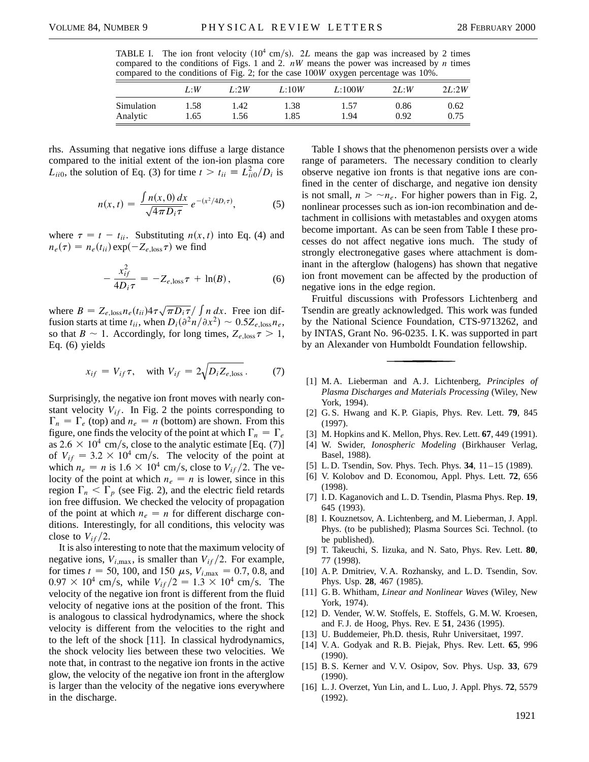TABLE I. The ion front velocity ($10^4$ cm/s). $2L$ means the gap was increased by 2 times compared to the conditions of Figs. 1 and 2. $nW$ means the power was increased by $n$ times compared to the conditions of Fig. 2; for the case $100W$ oxygen percentage was 10%.

| | $L$:$W$ | $L$:2$W$ | $L$:10$W$ | $L$:100$W$ | 2$L$:$W$ | 2$L$:2$W$ |
|---|---|---|---|---|---|---|
| Simulation | 1.58 | 1.42 | 1.38 | 1.57 | 0.86 | 0.62 |
| Analytic | 1.65 | 1.56 | 1.85 | 1.94 | 0.92 | 0.75 |

rhs. Assuming that negative ions diffuse a large distance compared to the initial extent of the ion-ion plasma core $L_{ii0}$, the solution of Eq. (3) for time $t > t_{ii} \equiv L_{ii0}^2/D_i$ is

$$n(x,t) = \frac{\int n(x,0)\,dx}{\sqrt{4\pi D_i \tau}}\, e^{-(x^2/4D_i\tau)}, \tag{5}$$

where $\tau = t - t_{ii}$. Substituting $n(x,t)$ into Eq. (4) and $n_e(\tau) = n_e(t_{ii})\exp(-Z_{e,\text{loss}}\tau)$ we find

$$-\frac{x_{if}^2}{4D_i\tau} = -Z_{e,\text{loss}}\tau + \ln(B), \tag{6}$$

where $B = Z_{e,\text{loss}} n_e(t_{ii}) 4\tau\sqrt{\pi D_i \tau}/\int n\,dx$. Free ion diffusion starts at time $t_{ii}$, when $D_i(\partial^2 n/\partial x^2) \sim 0.5 Z_{e,\text{loss}} n_e$, so that $B \sim 1$. Accordingly, for long times, $Z_{e,\text{loss}}\tau > 1$, Eq. (6) yields

$$x_{if} = V_{if}\tau, \quad \text{with } V_{if} = 2\sqrt{D_i Z_{e,\text{loss}}}\,. \tag{7}$$

Surprisingly, the negative ion front moves with nearly constant velocity $V_{if}$. In Fig. 2 the points corresponding to $\Gamma_n = \Gamma_e$ (top) and $n_e = n$ (bottom) are shown. From this figure, one finds the velocity of the point at which $\Gamma_n = \Gamma_e$ as $2.6 \times 10^4$ cm/s, close to the analytic estimate [Eq. (7)] of $V_{if} = 3.2 \times 10^4$ cm/s. The velocity of the point at which $n_e = n$ is $1.6 \times 10^4$ cm/s, close to $V_{if}/2$. The velocity of the point at which $n_e = n$ is lower, since in this region $\Gamma_n < \Gamma_p$ (see Fig. 2), and the electric field retards ion free diffusion. We checked the velocity of propagation of the point at which $n_e = n$ for different discharge conditions. Interestingly, for all conditions, this velocity was close to $V_{if}/2$.

It is also interesting to note that the maximum velocity of negative ions, $V_{i,\max}$, is smaller than $V_{if}/2$. For example, for times $t = 50$, 100, and 150 $\mu$s, $V_{i,\max} = 0.7$, 0.8, and $0.97 \times 10^4$ cm/s, while $V_{if}/2 = 1.3 \times 10^4$ cm/s. The velocity of the negative ion front is different from the fluid velocity of negative ions at the position of the front. This is analogous to classical hydrodynamics, where the shock velocity is different from the velocities to the right and to the left of the shock [11]. In classical hydrodynamics, the shock velocity lies between these two velocities. We note that, in contrast to the negative ion fronts in the active glow, the velocity of the negative ion front in the afterglow is larger than the velocity of the negative ions everywhere in the discharge.

Table I shows that the phenomenon persists over a wide range of parameters. The necessary condition to clearly observe negative ion fronts is that negative ions are confined in the center of discharge, and negative ion density is not small, $n > \sim n_e$. For higher powers than in Fig. 2, nonlinear processes such as ion-ion recombination and detachment in collisions with metastables and oxygen atoms become important. As can be seen from Table I these processes do not affect negative ions much. The study of strongly electronegative gases where attachment is dominant in the afterglow (halogens) has shown that negative ion front movement can be affected by the production of negative ions in the edge region.

Fruitful discussions with Professors Lichtenberg and Tsendin are greatly acknowledged. This work was funded by the National Science Foundation, CTS-9713262, and by INTAS, Grant No. 96-0235. I. K. was supported in part by an Alexander von Humboldt Foundation fellowship.

---

[1] M. A. Lieberman and A. J. Lichtenberg, *Principles of Plasma Discharges and Materials Processing* (Wiley, New York, 1994).

[2] G. S. Hwang and K. P. Giapis, Phys. Rev. Lett. **79**, 845 (1997).

[3] M. Hopkins and K. Mellon, Phys. Rev. Lett. **67**, 449 (1991).

[4] W. Swider, *Ionospheric Modeling* (Birkhauser Verlag, Basel, 1988).

[5] L. D. Tsendin, Sov. Phys. Tech. Phys. **34**, 11–15 (1989).

[6] V. Kolobov and D. Economou, Appl. Phys. Lett. **72**, 656 (1998).

[7] I. D. Kaganovich and L. D. Tsendin, Plasma Phys. Rep. **19**, 645 (1993).

[8] I. Kouznetsov, A. Lichtenberg, and M. Lieberman, J. Appl. Phys. (to be published); Plasma Sources Sci. Technol. (to be published).

[9] T. Takeuchi, S. Iizuka, and N. Sato, Phys. Rev. Lett. **80**, 77 (1998).

[10] A. P. Dmitriev, V. A. Rozhansky, and L. D. Tsendin, Sov. Phys. Usp. **28**, 467 (1985).

[11] G. B. Whitham, *Linear and Nonlinear Waves* (Wiley, New York, 1974).

[12] D. Vender, W. W. Stoffels, E. Stoffels, G. M. W. Kroesen, and F. J. de Hoog, Phys. Rev. E **51**, 2436 (1995).

[13] U. Buddemeier, Ph.D. thesis, Ruhr Universitaet, 1997.

[14] V. A. Godyak and R. B. Piejak, Phys. Rev. Lett. **65**, 996 (1990).

[15] B. S. Kerner and V. V. Osipov, Sov. Phys. Usp. **33**, 679 (1990).

[16] L. J. Overzet, Yun Lin, and L. Luo, J. Appl. Phys. **72**, 5579 (1992).